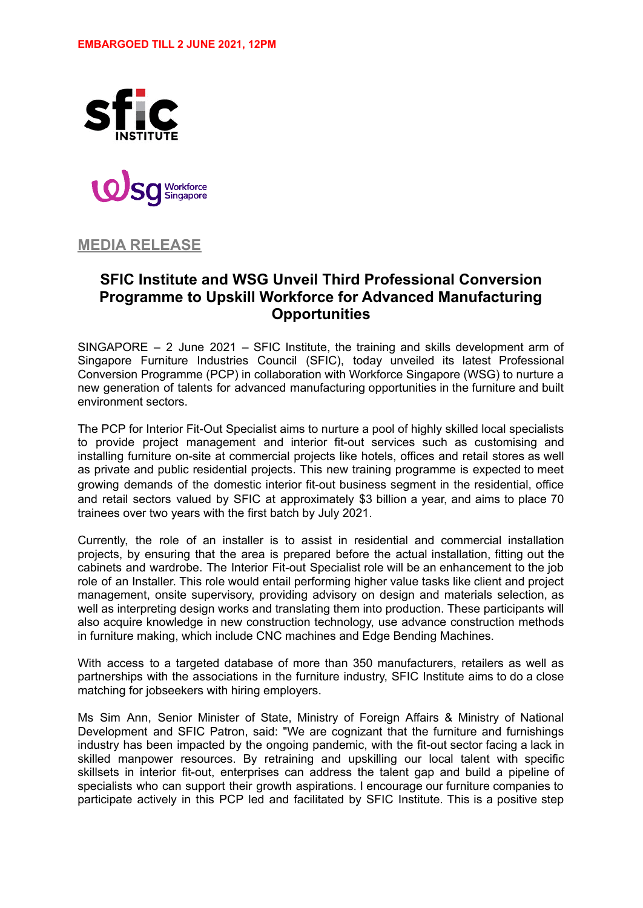**EMBARGOED TILL 2 JUNE 2021, 12PM**

**MEDIA RELEASE**

# SFIC Institute and WSG Unveil Third Professional Conversion Programme to Upskill Workforce for Advanced Manufacturing Opportunities

SINGAPORE – 2 June 2021 – SFIC Institute, the training and skills development arm of Singapore Furniture Industries Council (SFIC), today unveiled its latest Professional Conversion Programme (PCP) in collaboration with Workforce Singapore (WSG) to nurture a new generation of talents for advanced manufacturing opportunities in the furniture and built environment sectors.

The PCP for Interior Fit-Out Specialist aims to nurture a pool of highly skilled local specialists to provide project management and interior fit-out services such as customising and installing furniture on-site at commercial projects like hotels, offices and retail stores as well as private and public residential projects. This new training programme is expected to meet growing demands of the domestic interior fit-out business segment in the residential, office and retail sectors valued by SFIC at approximately $3 billion a year, and aims to place 70 trainees over two years with the first batch by July 2021.

Currently, the role of an installer is to assist in residential and commercial installation projects, by ensuring that the area is prepared before the actual installation, fitting out the cabinets and wardrobe. The Interior Fit-out Specialist role will be an enhancement to the job role of an Installer. This role would entail performing higher value tasks like client and project management, onsite supervisory, providing advisory on design and materials selection, as well as interpreting design works and translating them into production. These participants will also acquire knowledge in new construction technology, use advance construction methods in furniture making, which include CNC machines and Edge Bending Machines.

With access to a targeted database of more than 350 manufacturers, retailers as well as partnerships with the associations in the furniture industry, SFIC Institute aims to do a close matching for jobseekers with hiring employers.

Ms Sim Ann, Senior Minister of State, Ministry of Foreign Affairs & Ministry of National Development and SFIC Patron, said: "We are cognizant that the furniture and furnishings industry has been impacted by the ongoing pandemic, with the fit-out sector facing a lack in skilled manpower resources. By retraining and upskilling our local talent with specific skillsets in interior fit-out, enterprises can address the talent gap and build a pipeline of specialists who can support their growth aspirations. I encourage our furniture companies to participate actively in this PCP led and facilitated by SFIC Institute. This is a positive step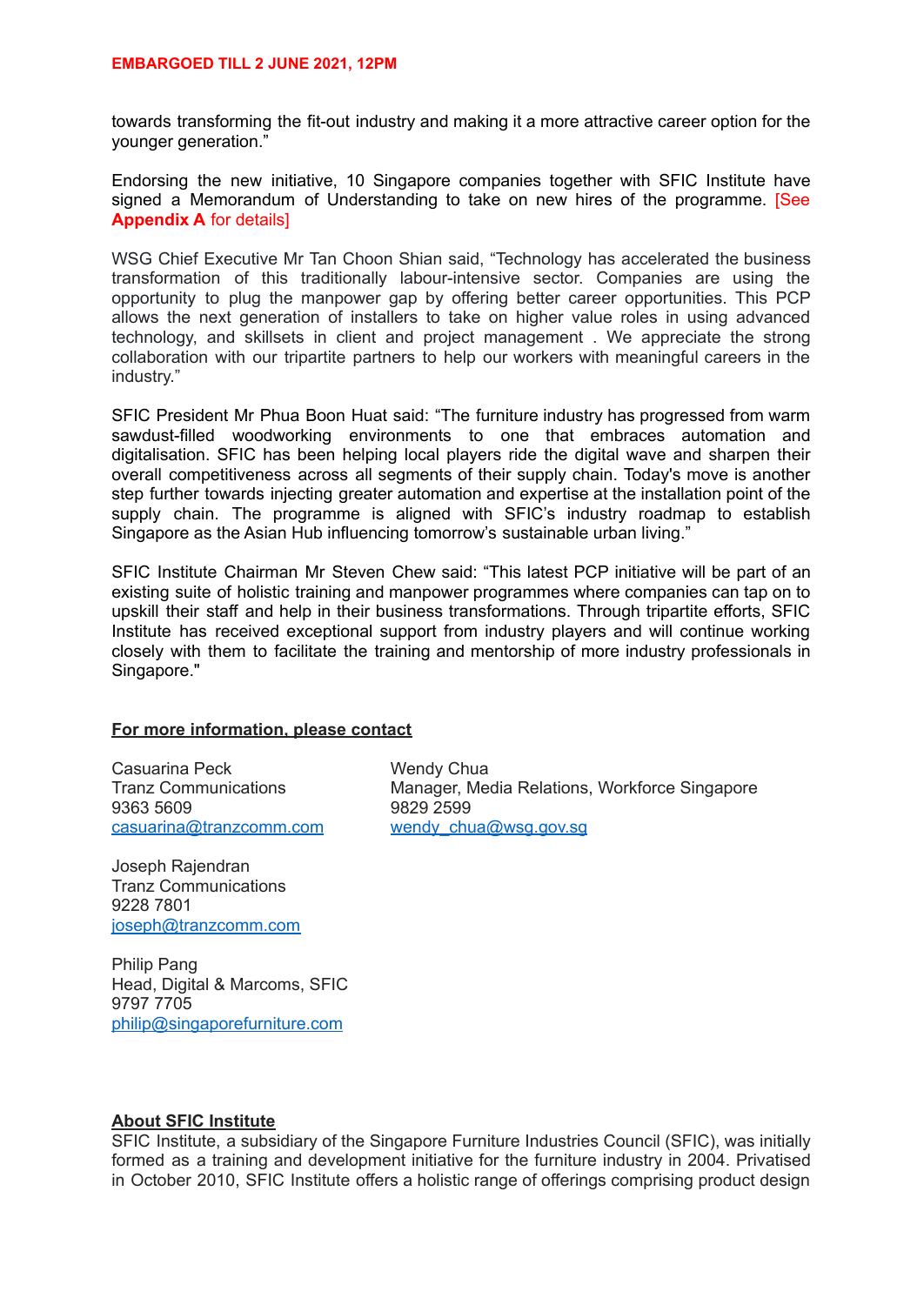towards transforming the fit-out industry and making it a more attractive career option for the younger generation."

Endorsing the new initiative, 10 Singapore companies together with SFIC Institute have signed a Memorandum of Understanding to take on new hires of the programme. [See **Appendix A** for details]

WSG Chief Executive Mr Tan Choon Shian said, "Technology has accelerated the business transformation of this traditionally labour-intensive sector. Companies are using the opportunity to plug the manpower gap by offering better career opportunities. This PCP allows the next generation of installers to take on higher value roles in using advanced technology, and skillsets in client and project management . We appreciate the strong collaboration with our tripartite partners to help our workers with meaningful careers in the industry."

SFIC President Mr Phua Boon Huat said: "The furniture industry has progressed from warm sawdust-filled woodworking environments to one that embraces automation and digitalisation. SFIC has been helping local players ride the digital wave and sharpen their overall competitiveness across all segments of their supply chain. Today's move is another step further towards injecting greater automation and expertise at the installation point of the supply chain. The programme is aligned with SFIC's industry roadmap to establish Singapore as the Asian Hub influencing tomorrow's sustainable urban living."

SFIC Institute Chairman Mr Steven Chew said: "This latest PCP initiative will be part of an existing suite of holistic training and manpower programmes where companies can tap on to upskill their staff and help in their business transformations. Through tripartite efforts, SFIC Institute has received exceptional support from industry players and will continue working closely with them to facilitate the training and mentorship of more industry professionals in Singapore."

**For more information, please contact**

Casuarina Peck
Tranz Communications
9363 5609
casuarina@tranzcomm.com

Joseph Rajendran
Tranz Communications
9228 7801
joseph@tranzcomm.com

Philip Pang
Head, Digital & Marcoms, SFIC
9797 7705
philip@singaporefurniture.com

Wendy Chua
Manager, Media Relations, Workforce Singapore
9829 2599
wendy_chua@wsg.gov.sg

**About SFIC Institute**

SFIC Institute, a subsidiary of the Singapore Furniture Industries Council (SFIC), was initially formed as a training and development initiative for the furniture industry in 2004. Privatised in October 2010, SFIC Institute offers a holistic range of offerings comprising product design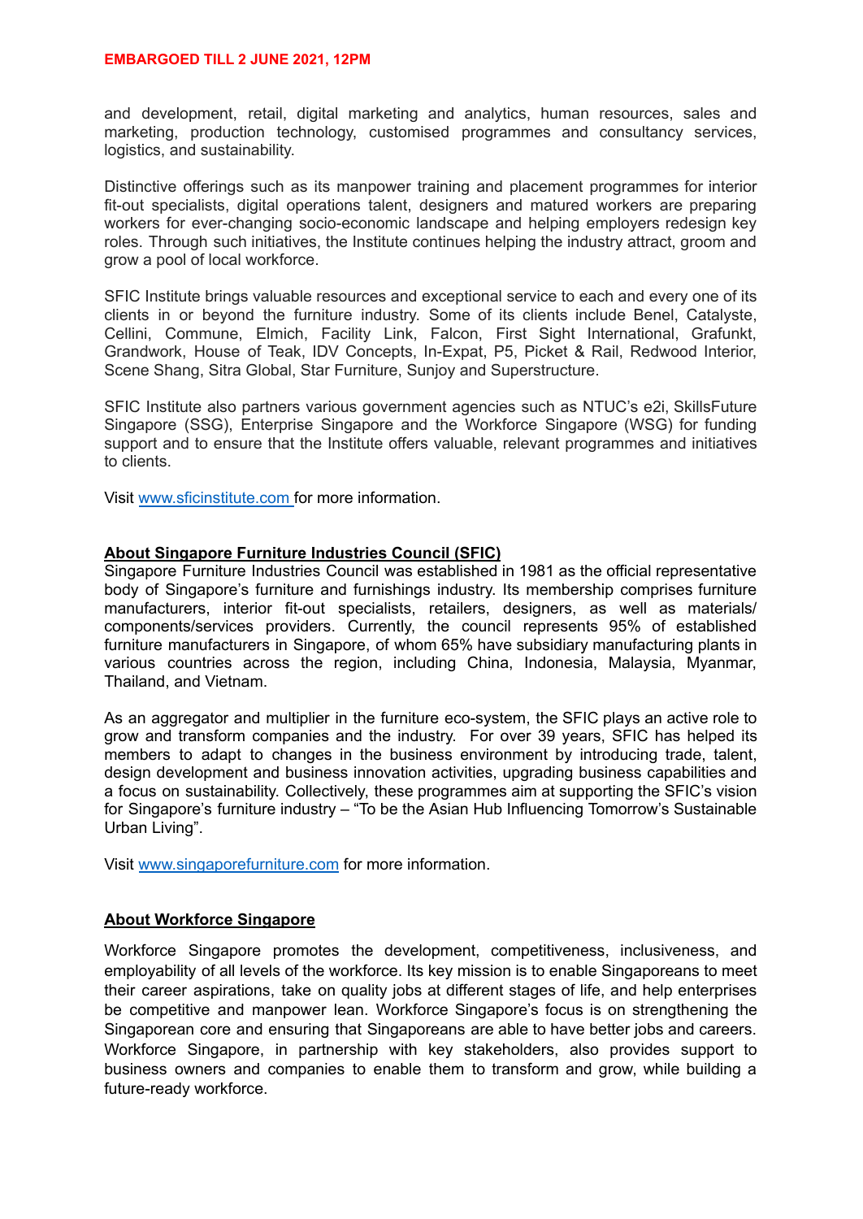and development, retail, digital marketing and analytics, human resources, sales and marketing, production technology, customised programmes and consultancy services, logistics, and sustainability.

Distinctive offerings such as its manpower training and placement programmes for interior fit-out specialists, digital operations talent, designers and matured workers are preparing workers for ever-changing socio-economic landscape and helping employers redesign key roles. Through such initiatives, the Institute continues helping the industry attract, groom and grow a pool of local workforce.

SFIC Institute brings valuable resources and exceptional service to each and every one of its clients in or beyond the furniture industry. Some of its clients include Benel, Catalyste, Cellini, Commune, Elmich, Facility Link, Falcon, First Sight International, Grafunkt, Grandwork, House of Teak, IDV Concepts, In-Expat, P5, Picket & Rail, Redwood Interior, Scene Shang, Sitra Global, Star Furniture, Sunjoy and Superstructure.

SFIC Institute also partners various government agencies such as NTUC's e2i, SkillsFuture Singapore (SSG), Enterprise Singapore and the Workforce Singapore (WSG) for funding support and to ensure that the Institute offers valuable, relevant programmes and initiatives to clients.

Visit www.sficinstitute.com for more information.

## About Singapore Furniture Industries Council (SFIC)

Singapore Furniture Industries Council was established in 1981 as the official representative body of Singapore's furniture and furnishings industry. Its membership comprises furniture manufacturers, interior fit-out specialists, retailers, designers, as well as materials/ components/services providers. Currently, the council represents 95% of established furniture manufacturers in Singapore, of whom 65% have subsidiary manufacturing plants in various countries across the region, including China, Indonesia, Malaysia, Myanmar, Thailand, and Vietnam.

As an aggregator and multiplier in the furniture eco-system, the SFIC plays an active role to grow and transform companies and the industry. For over 39 years, SFIC has helped its members to adapt to changes in the business environment by introducing trade, talent, design development and business innovation activities, upgrading business capabilities and a focus on sustainability. Collectively, these programmes aim at supporting the SFIC's vision for Singapore's furniture industry – "To be the Asian Hub Influencing Tomorrow's Sustainable Urban Living".

Visit www.singaporefurniture.com for more information.

## About Workforce Singapore

Workforce Singapore promotes the development, competitiveness, inclusiveness, and employability of all levels of the workforce. Its key mission is to enable Singaporeans to meet their career aspirations, take on quality jobs at different stages of life, and help enterprises be competitive and manpower lean. Workforce Singapore's focus is on strengthening the Singaporean core and ensuring that Singaporeans are able to have better jobs and careers. Workforce Singapore, in partnership with key stakeholders, also provides support to business owners and companies to enable them to transform and grow, while building a future-ready workforce.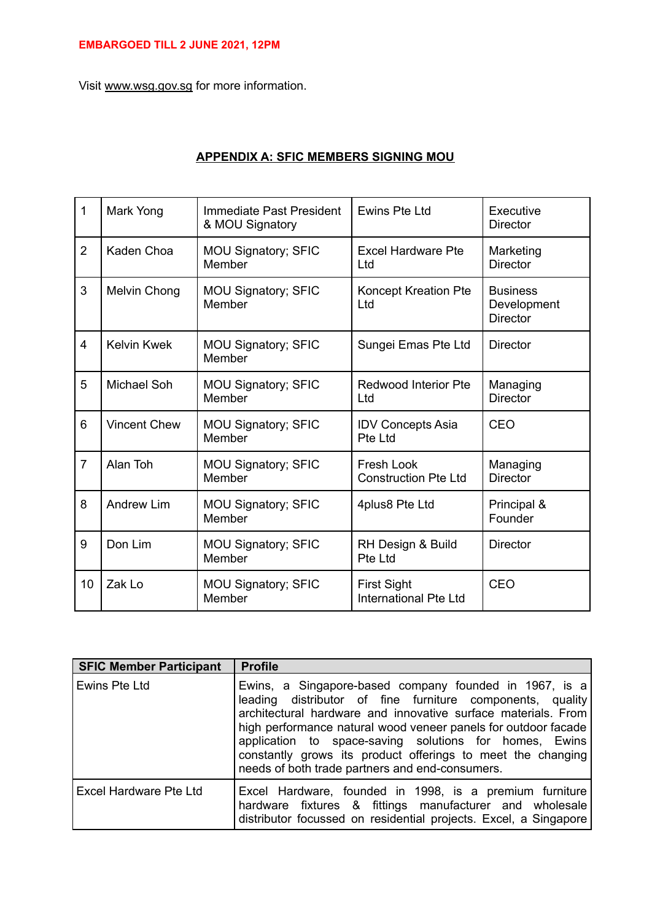EMBARGOED TILL 2 JUNE 2021, 12PM

Visit www.wsg.gov.sg for more information.

## APPENDIX A: SFIC MEMBERS SIGNING MOU

| | | | | |
|---|---|---|---|---|
| 1 | Mark Yong | Immediate Past President & MOU Signatory | Ewins Pte Ltd | Executive Director |
| 2 | Kaden Choa | MOU Signatory; SFIC Member | Excel Hardware Pte Ltd | Marketing Director |
| 3 | Melvin Chong | MOU Signatory; SFIC Member | Koncept Kreation Pte Ltd | Business Development Director |
| 4 | Kelvin Kwek | MOU Signatory; SFIC Member | Sungei Emas Pte Ltd | Director |
| 5 | Michael Soh | MOU Signatory; SFIC Member | Redwood Interior Pte Ltd | Managing Director |
| 6 | Vincent Chew | MOU Signatory; SFIC Member | IDV Concepts Asia Pte Ltd | CEO |
| 7 | Alan Toh | MOU Signatory; SFIC Member | Fresh Look Construction Pte Ltd | Managing Director |
| 8 | Andrew Lim | MOU Signatory; SFIC Member | 4plus8 Pte Ltd | Principal & Founder |
| 9 | Don Lim | MOU Signatory; SFIC Member | RH Design & Build Pte Ltd | Director |
| 10 | Zak Lo | MOU Signatory; SFIC Member | First Sight International Pte Ltd | CEO |

| SFIC Member Participant | Profile |
|---|---|
| Ewins Pte Ltd | Ewins, a Singapore-based company founded in 1967, is a leading distributor of fine furniture components, quality architectural hardware and innovative surface materials. From high performance natural wood veneer panels for outdoor facade application to space-saving solutions for homes, Ewins constantly grows its product offerings to meet the changing needs of both trade partners and end-consumers. |
| Excel Hardware Pte Ltd | Excel Hardware, founded in 1998, is a premium furniture hardware fixtures & fittings manufacturer and wholesale distributor focussed on residential projects. Excel, a Singapore |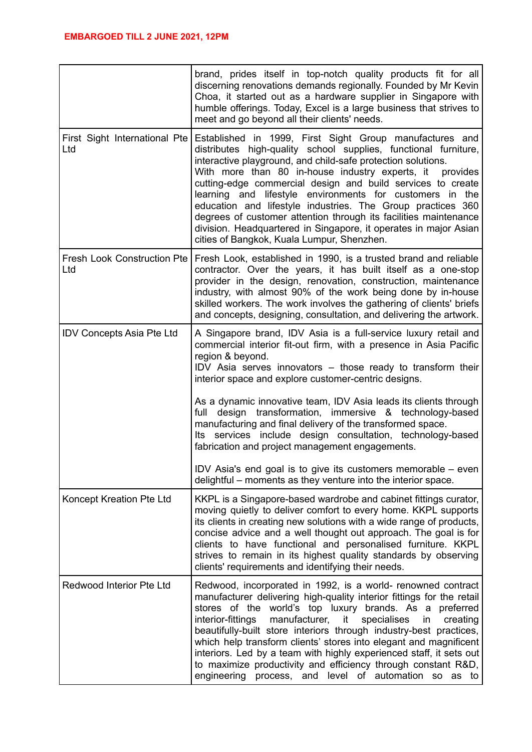**EMBARGOED TILL 2 JUNE 2021, 12PM**

| | |
|---|---|
| | brand, prides itself in top-notch quality products fit for all discerning renovations demands regionally. Founded by Mr Kevin Choa, it started out as a hardware supplier in Singapore with humble offerings. Today, Excel is a large business that strives to meet and go beyond all their clients' needs. |
| First Sight International Pte Ltd | Established in 1999, First Sight Group manufactures and distributes high-quality school supplies, functional furniture, interactive playground, and child-safe protection solutions. With more than 80 in-house industry experts, it provides cutting-edge commercial design and build services to create learning and lifestyle environments for customers in the education and lifestyle industries. The Group practices 360 degrees of customer attention through its facilities maintenance division. Headquartered in Singapore, it operates in major Asian cities of Bangkok, Kuala Lumpur, Shenzhen. |
| Fresh Look Construction Pte Ltd | Fresh Look, established in 1990, is a trusted brand and reliable contractor. Over the years, it has built itself as a one-stop provider in the design, renovation, construction, maintenance industry, with almost 90% of the work being done by in-house skilled workers. The work involves the gathering of clients' briefs and concepts, designing, consultation, and delivering the artwork. |
| IDV Concepts Asia Pte Ltd | A Singapore brand, IDV Asia is a full-service luxury retail and commercial interior fit-out firm, with a presence in Asia Pacific region & beyond.<br>IDV Asia serves innovators – those ready to transform their interior space and explore customer-centric designs.<br><br>As a dynamic innovative team, IDV Asia leads its clients through full design transformation, immersive & technology-based manufacturing and final delivery of the transformed space.<br>Its services include design consultation, technology-based fabrication and project management engagements.<br><br>IDV Asia's end goal is to give its customers memorable – even delightful – moments as they venture into the interior space. |
| Koncept Kreation Pte Ltd | KKPL is a Singapore-based wardrobe and cabinet fittings curator, moving quietly to deliver comfort to every home. KKPL supports its clients in creating new solutions with a wide range of products, concise advice and a well thought out approach. The goal is for clients to have functional and personalised furniture. KKPL strives to remain in its highest quality standards by observing clients' requirements and identifying their needs. |
| Redwood Interior Pte Ltd | Redwood, incorporated in 1992, is a world- renowned contract manufacturer delivering high-quality interior fittings for the retail stores of the world's top luxury brands. As a preferred interior-fittings manufacturer, it specialises in creating beautifully-built store interiors through industry-best practices, which help transform clients' stores into elegant and magnificent interiors. Led by a team with highly experienced staff, it sets out to maximize productivity and efficiency through constant R&D, engineering process, and level of automation so as to |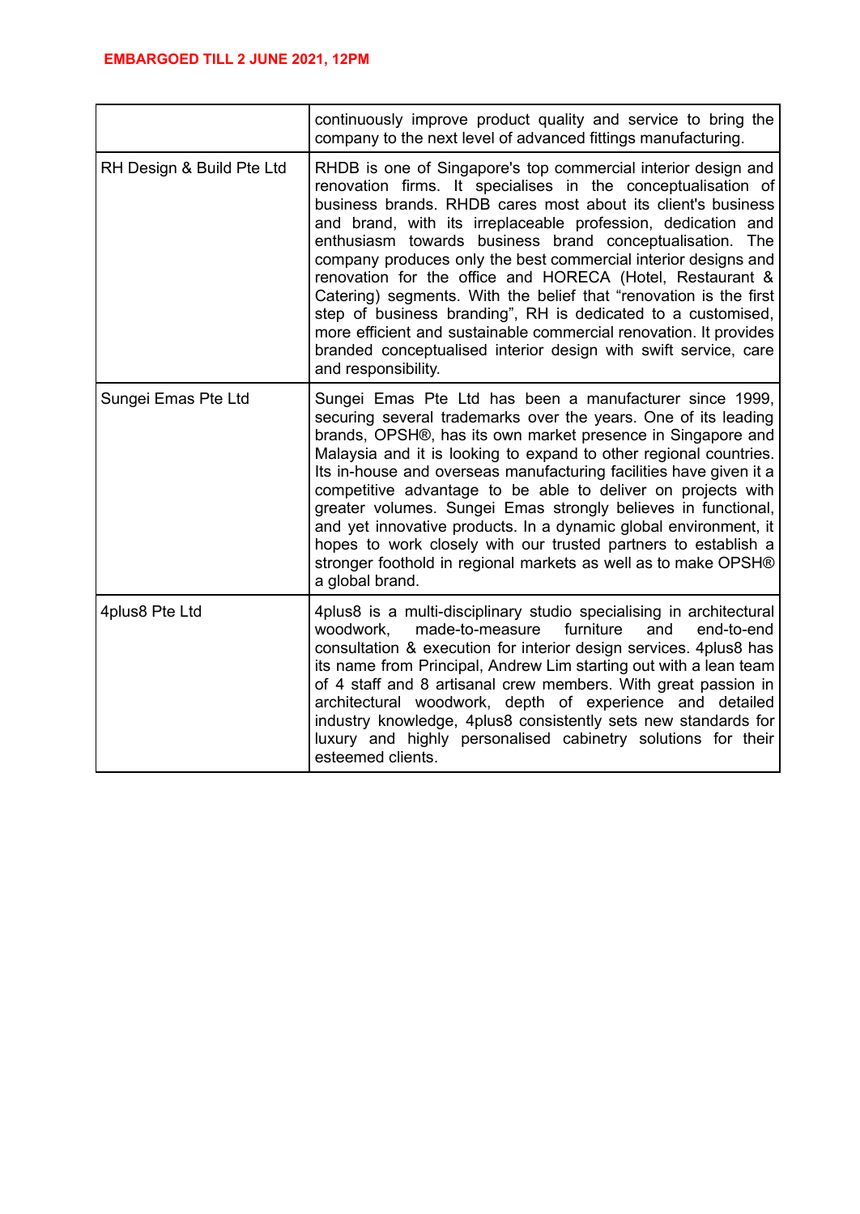**EMBARGOED TILL 2 JUNE 2021, 12PM**

| | |
|---|---|
| | continuously improve product quality and service to bring the company to the next level of advanced fittings manufacturing. |
| RH Design & Build Pte Ltd | RHDB is one of Singapore's top commercial interior design and renovation firms. It specialises in the conceptualisation of business brands. RHDB cares most about its client's business and brand, with its irreplaceable profession, dedication and enthusiasm towards business brand conceptualisation. The company produces only the best commercial interior designs and renovation for the office and HORECA (Hotel, Restaurant & Catering) segments. With the belief that "renovation is the first step of business branding", RH is dedicated to a customised, more efficient and sustainable commercial renovation. It provides branded conceptualised interior design with swift service, care and responsibility. |
| Sungei Emas Pte Ltd | Sungei Emas Pte Ltd has been a manufacturer since 1999, securing several trademarks over the years. One of its leading brands, OPSH®, has its own market presence in Singapore and Malaysia and it is looking to expand to other regional countries. Its in-house and overseas manufacturing facilities have given it a competitive advantage to be able to deliver on projects with greater volumes. Sungei Emas strongly believes in functional, and yet innovative products. In a dynamic global environment, it hopes to work closely with our trusted partners to establish a stronger foothold in regional markets as well as to make OPSH® a global brand. |
| 4plus8 Pte Ltd | 4plus8 is a multi-disciplinary studio specialising in architectural woodwork, made-to-measure furniture and end-to-end consultation & execution for interior design services. 4plus8 has its name from Principal, Andrew Lim starting out with a lean team of 4 staff and 8 artisanal crew members. With great passion in architectural woodwork, depth of experience and detailed industry knowledge, 4plus8 consistently sets new standards for luxury and highly personalised cabinetry solutions for their esteemed clients. |